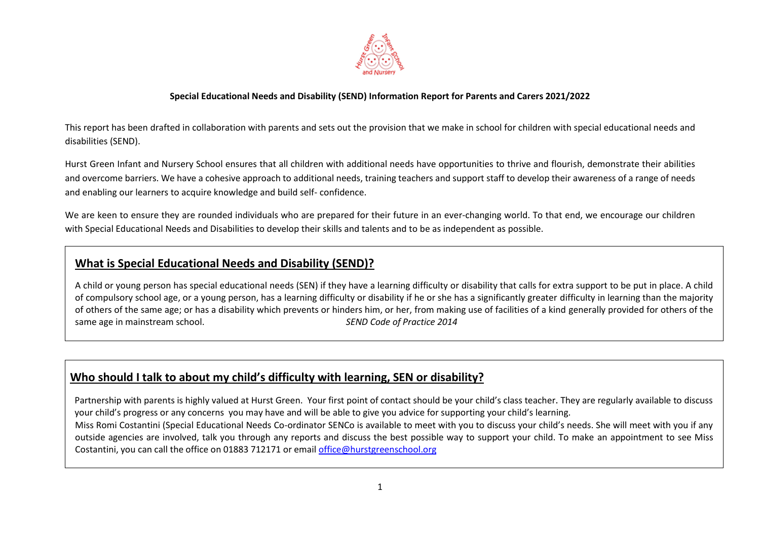**Special Educational Needs and Disability (SEND) Information Report for Parents and Carers 2021/2022**

This report has been drafted in collaboration with parents and sets out the provision that we make in school for children with special educational needs and disabilities (SEND).

Hurst Green Infant and Nursery School ensures that all children with additional needs have opportunities to thrive and flourish, demonstrate their abilities and overcome barriers. We have a cohesive approach to additional needs, training teachers and support staff to develop their awareness of a range of needs and enabling our learners to acquire knowledge and build self- confidence.

We are keen to ensure they are rounded individuals who are prepared for their future in an ever-changing world. To that end, we encourage our children with Special Educational Needs and Disabilities to develop their skills and talents and to be as independent as possible.

## What is Special Educational Needs and Disability (SEND)?

A child or young person has special educational needs (SEN) if they have a learning difficulty or disability that calls for extra support to be put in place. A child of compulsory school age, or a young person, has a learning difficulty or disability if he or she has a significantly greater difficulty in learning than the majority of others of the same age; or has a disability which prevents or hinders him, or her, from making use of facilities of a kind generally provided for others of the same age in mainstream school. *SEND Code of Practice 2014*

## Who should I talk to about my child's difficulty with learning, SEN or disability?

Partnership with parents is highly valued at Hurst Green. Your first point of contact should be your child's class teacher. They are regularly available to discuss your child's progress or any concerns you may have and will be able to give you advice for supporting your child's learning.

Miss Romi Costantini (Special Educational Needs Co-ordinator SENCo is available to meet with you to discuss your child's needs. She will meet with you if any outside agencies are involved, talk you through any reports and discuss the best possible way to support your child. To make an appointment to see Miss Costantini, you can call the office on 01883 712171 or email office@hurstgreenschool.org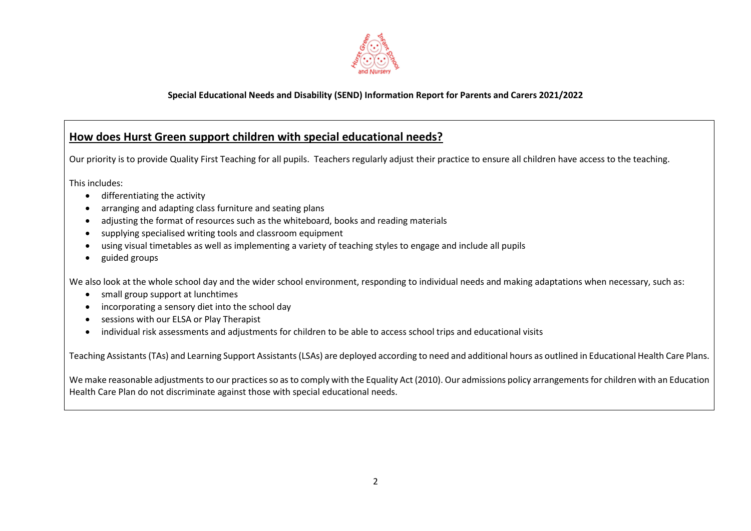**Special Educational Needs and Disability (SEND) Information Report for Parents and Carers 2021/2022**

## How does Hurst Green support children with special educational needs?

Our priority is to provide Quality First Teaching for all pupils. Teachers regularly adjust their practice to ensure all children have access to the teaching.

This includes:

- differentiating the activity
- arranging and adapting class furniture and seating plans
- adjusting the format of resources such as the whiteboard, books and reading materials
- supplying specialised writing tools and classroom equipment
- using visual timetables as well as implementing a variety of teaching styles to engage and include all pupils
- guided groups

We also look at the whole school day and the wider school environment, responding to individual needs and making adaptations when necessary, such as:

- small group support at lunchtimes
- incorporating a sensory diet into the school day
- sessions with our ELSA or Play Therapist
- individual risk assessments and adjustments for children to be able to access school trips and educational visits

Teaching Assistants (TAs) and Learning Support Assistants (LSAs) are deployed according to need and additional hours as outlined in Educational Health Care Plans.

We make reasonable adjustments to our practices so as to comply with the Equality Act (2010). Our admissions policy arrangements for children with an Education Health Care Plan do not discriminate against those with special educational needs.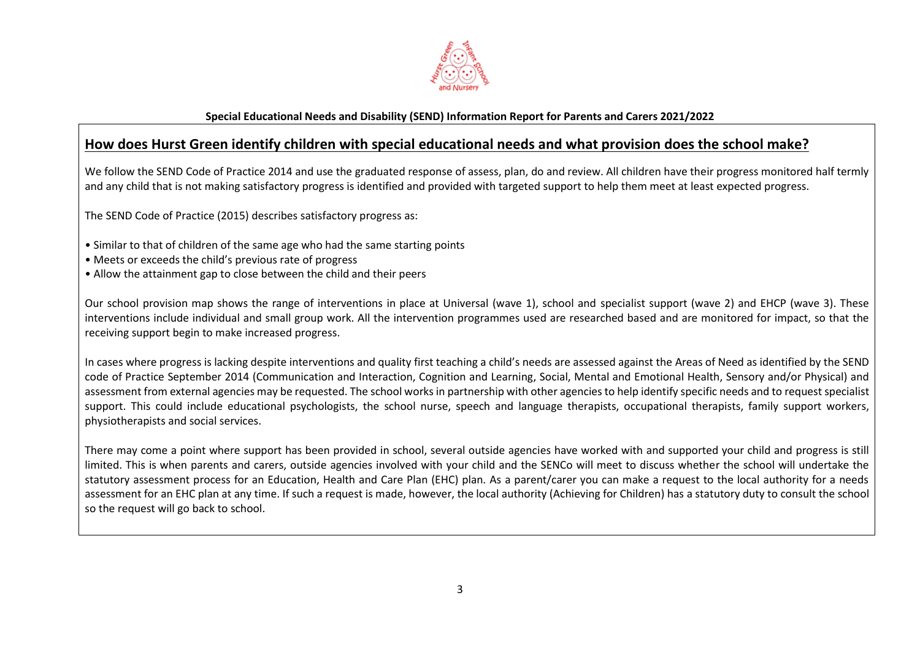**Special Educational Needs and Disability (SEND) Information Report for Parents and Carers 2021/2022**

## How does Hurst Green identify children with special educational needs and what provision does the school make?

We follow the SEND Code of Practice 2014 and use the graduated response of assess, plan, do and review. All children have their progress monitored half termly and any child that is not making satisfactory progress is identified and provided with targeted support to help them meet at least expected progress.

The SEND Code of Practice (2015) describes satisfactory progress as:

- Similar to that of children of the same age who had the same starting points
- Meets or exceeds the child's previous rate of progress
- Allow the attainment gap to close between the child and their peers

Our school provision map shows the range of interventions in place at Universal (wave 1), school and specialist support (wave 2) and EHCP (wave 3). These interventions include individual and small group work. All the intervention programmes used are researched based and are monitored for impact, so that the receiving support begin to make increased progress.

In cases where progress is lacking despite interventions and quality first teaching a child's needs are assessed against the Areas of Need as identified by the SEND code of Practice September 2014 (Communication and Interaction, Cognition and Learning, Social, Mental and Emotional Health, Sensory and/or Physical) and assessment from external agencies may be requested. The school works in partnership with other agencies to help identify specific needs and to request specialist support. This could include educational psychologists, the school nurse, speech and language therapists, occupational therapists, family support workers, physiotherapists and social services.

There may come a point where support has been provided in school, several outside agencies have worked with and supported your child and progress is still limited. This is when parents and carers, outside agencies involved with your child and the SENCo will meet to discuss whether the school will undertake the statutory assessment process for an Education, Health and Care Plan (EHC) plan. As a parent/carer you can make a request to the local authority for a needs assessment for an EHC plan at any time. If such a request is made, however, the local authority (Achieving for Children) has a statutory duty to consult the school so the request will go back to school.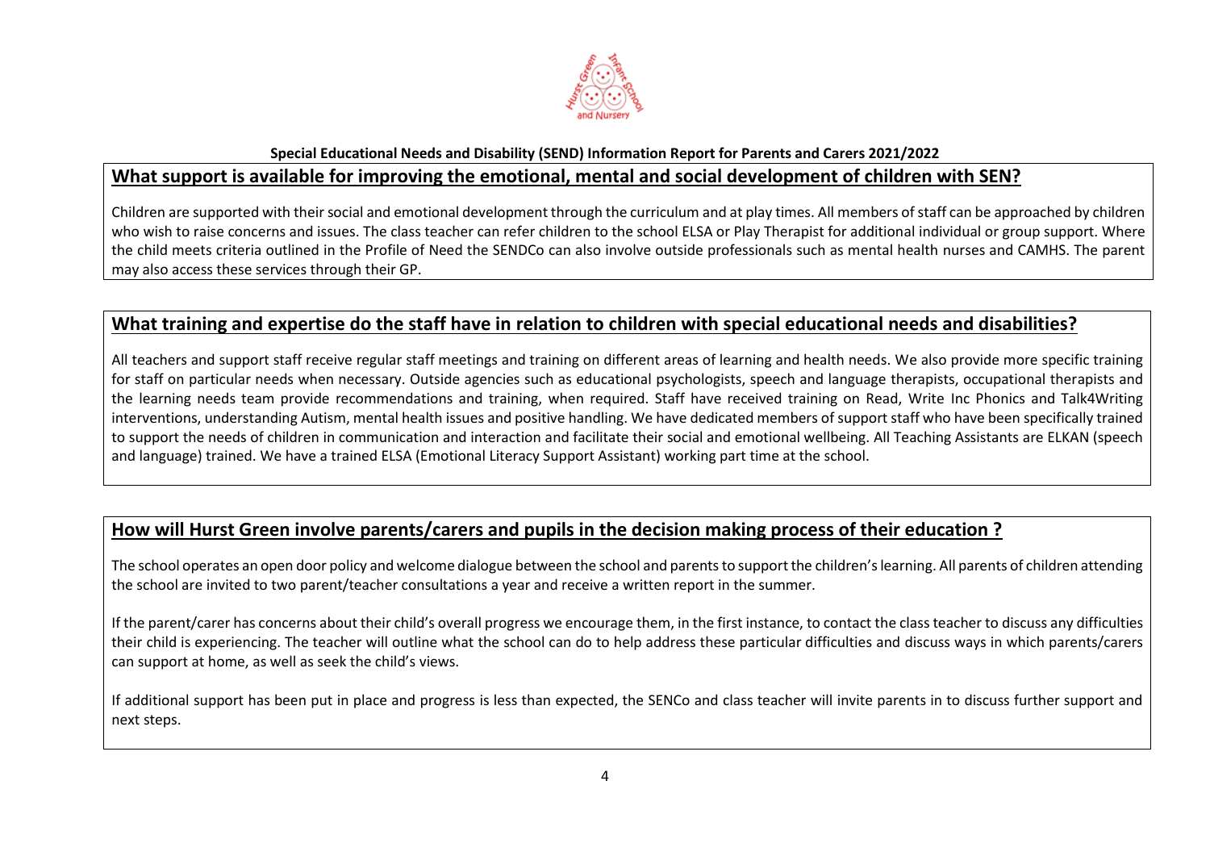**Special Educational Needs and Disability (SEND) Information Report for Parents and Carers 2021/2022**

## What support is available for improving the emotional, mental and social development of children with SEN?

Children are supported with their social and emotional development through the curriculum and at play times. All members of staff can be approached by children who wish to raise concerns and issues. The class teacher can refer children to the school ELSA or Play Therapist for additional individual or group support. Where the child meets criteria outlined in the Profile of Need the SENDCo can also involve outside professionals such as mental health nurses and CAMHS. The parent may also access these services through their GP.

## What training and expertise do the staff have in relation to children with special educational needs and disabilities?

All teachers and support staff receive regular staff meetings and training on different areas of learning and health needs. We also provide more specific training for staff on particular needs when necessary. Outside agencies such as educational psychologists, speech and language therapists, occupational therapists and the learning needs team provide recommendations and training, when required. Staff have received training on Read, Write Inc Phonics and Talk4Writing interventions, understanding Autism, mental health issues and positive handling. We have dedicated members of support staff who have been specifically trained to support the needs of children in communication and interaction and facilitate their social and emotional wellbeing. All Teaching Assistants are ELKAN (speech and language) trained. We have a trained ELSA (Emotional Literacy Support Assistant) working part time at the school.

## How will Hurst Green involve parents/carers and pupils in the decision making process of their education ?

The school operates an open door policy and welcome dialogue between the school and parents to support the children's learning. All parents of children attending the school are invited to two parent/teacher consultations a year and receive a written report in the summer.

If the parent/carer has concerns about their child's overall progress we encourage them, in the first instance, to contact the class teacher to discuss any difficulties their child is experiencing. The teacher will outline what the school can do to help address these particular difficulties and discuss ways in which parents/carers can support at home, as well as seek the child's views.

If additional support has been put in place and progress is less than expected, the SENCo and class teacher will invite parents in to discuss further support and next steps.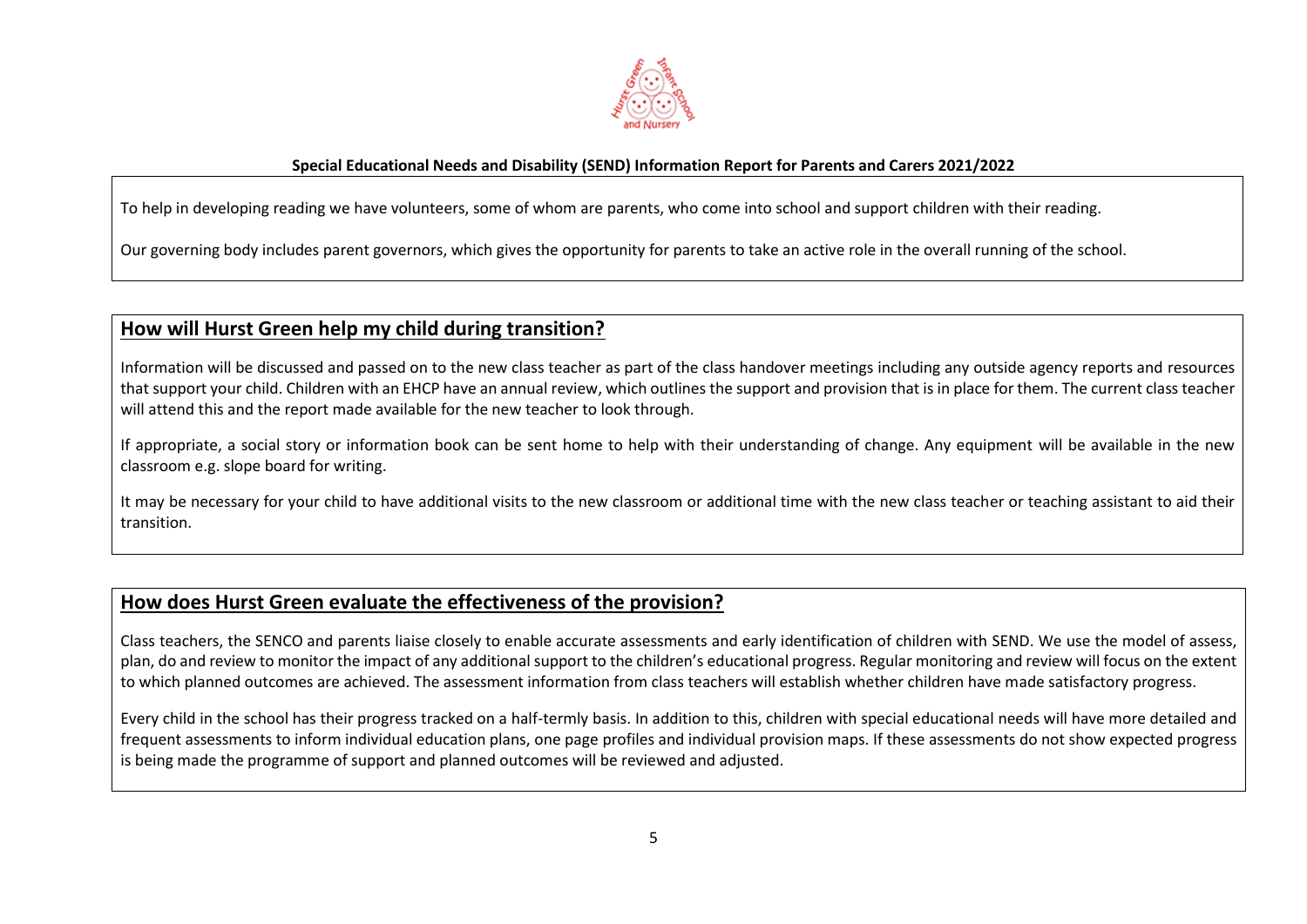**Special Educational Needs and Disability (SEND) Information Report for Parents and Carers 2021/2022**

To help in developing reading we have volunteers, some of whom are parents, who come into school and support children with their reading.

Our governing body includes parent governors, which gives the opportunity for parents to take an active role in the overall running of the school.

## How will Hurst Green help my child during transition?

Information will be discussed and passed on to the new class teacher as part of the class handover meetings including any outside agency reports and resources that support your child. Children with an EHCP have an annual review, which outlines the support and provision that is in place for them. The current class teacher will attend this and the report made available for the new teacher to look through.

If appropriate, a social story or information book can be sent home to help with their understanding of change. Any equipment will be available in the new classroom e.g. slope board for writing.

It may be necessary for your child to have additional visits to the new classroom or additional time with the new class teacher or teaching assistant to aid their transition.

## How does Hurst Green evaluate the effectiveness of the provision?

Class teachers, the SENCO and parents liaise closely to enable accurate assessments and early identification of children with SEND. We use the model of assess, plan, do and review to monitor the impact of any additional support to the children's educational progress. Regular monitoring and review will focus on the extent to which planned outcomes are achieved. The assessment information from class teachers will establish whether children have made satisfactory progress.

Every child in the school has their progress tracked on a half-termly basis. In addition to this, children with special educational needs will have more detailed and frequent assessments to inform individual education plans, one page profiles and individual provision maps. If these assessments do not show expected progress is being made the programme of support and planned outcomes will be reviewed and adjusted.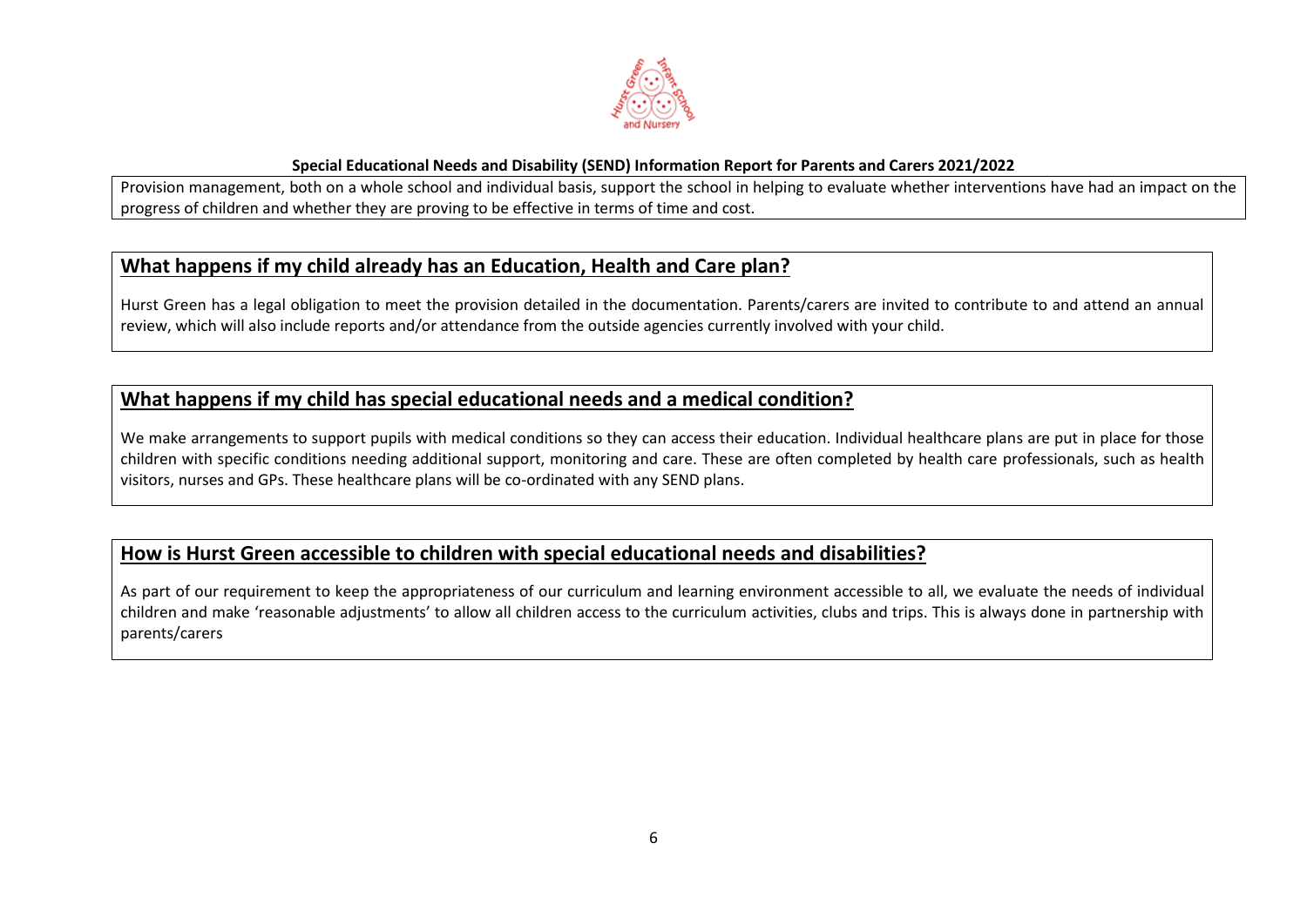**Special Educational Needs and Disability (SEND) Information Report for Parents and Carers 2021/2022**

Provision management, both on a whole school and individual basis, support the school in helping to evaluate whether interventions have had an impact on the progress of children and whether they are proving to be effective in terms of time and cost.

## What happens if my child already has an Education, Health and Care plan?

Hurst Green has a legal obligation to meet the provision detailed in the documentation. Parents/carers are invited to contribute to and attend an annual review, which will also include reports and/or attendance from the outside agencies currently involved with your child.

## What happens if my child has special educational needs and a medical condition?

We make arrangements to support pupils with medical conditions so they can access their education. Individual healthcare plans are put in place for those children with specific conditions needing additional support, monitoring and care. These are often completed by health care professionals, such as health visitors, nurses and GPs. These healthcare plans will be co-ordinated with any SEND plans.

## How is Hurst Green accessible to children with special educational needs and disabilities?

As part of our requirement to keep the appropriateness of our curriculum and learning environment accessible to all, we evaluate the needs of individual children and make 'reasonable adjustments' to allow all children access to the curriculum activities, clubs and trips. This is always done in partnership with parents/carers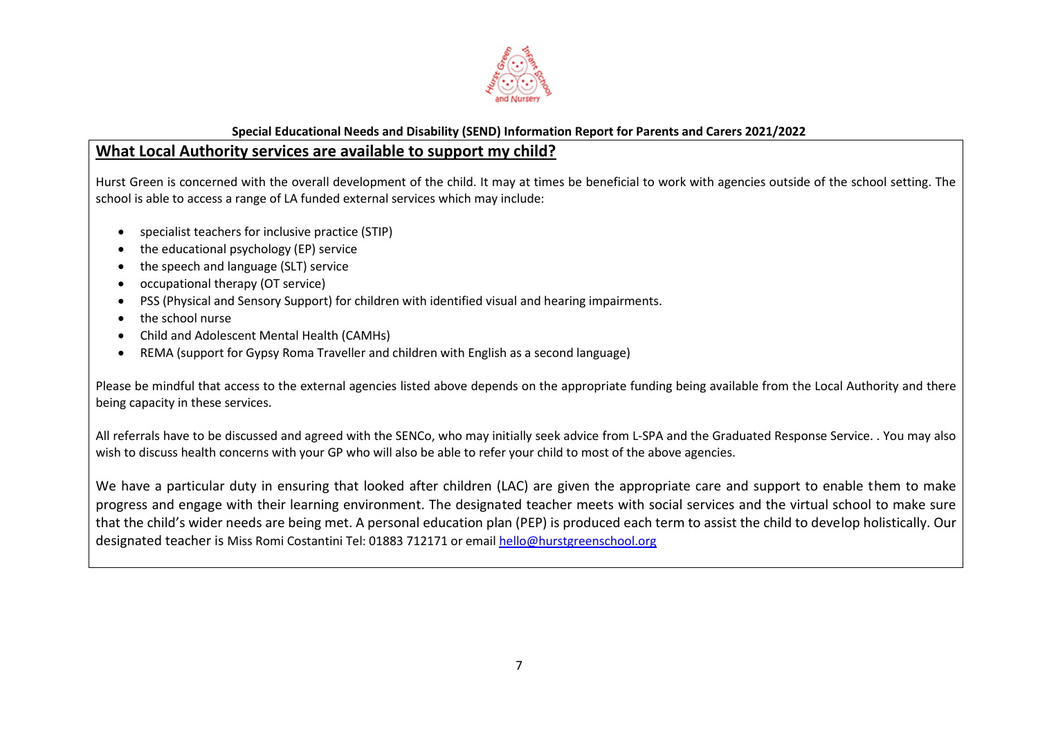**Special Educational Needs and Disability (SEND) Information Report for Parents and Carers 2021/2022**

## What Local Authority services are available to support my child?

Hurst Green is concerned with the overall development of the child. It may at times be beneficial to work with agencies outside of the school setting. The school is able to access a range of LA funded external services which may include:

- specialist teachers for inclusive practice (STIP)
- the educational psychology (EP) service
- the speech and language (SLT) service
- occupational therapy (OT service)
- PSS (Physical and Sensory Support) for children with identified visual and hearing impairments.
- the school nurse
- Child and Adolescent Mental Health (CAMHs)
- REMA (support for Gypsy Roma Traveller and children with English as a second language)

Please be mindful that access to the external agencies listed above depends on the appropriate funding being available from the Local Authority and there being capacity in these services.

All referrals have to be discussed and agreed with the SENCo, who may initially seek advice from L-SPA and the Graduated Response Service. . You may also wish to discuss health concerns with your GP who will also be able to refer your child to most of the above agencies.

We have a particular duty in ensuring that looked after children (LAC) are given the appropriate care and support to enable them to make progress and engage with their learning environment. The designated teacher meets with social services and the virtual school to make sure that the child's wider needs are being met. A personal education plan (PEP) is produced each term to assist the child to develop holistically. Our designated teacher is Miss Romi Costantini Tel: 01883 712171 or email hello@hurstgreenschool.org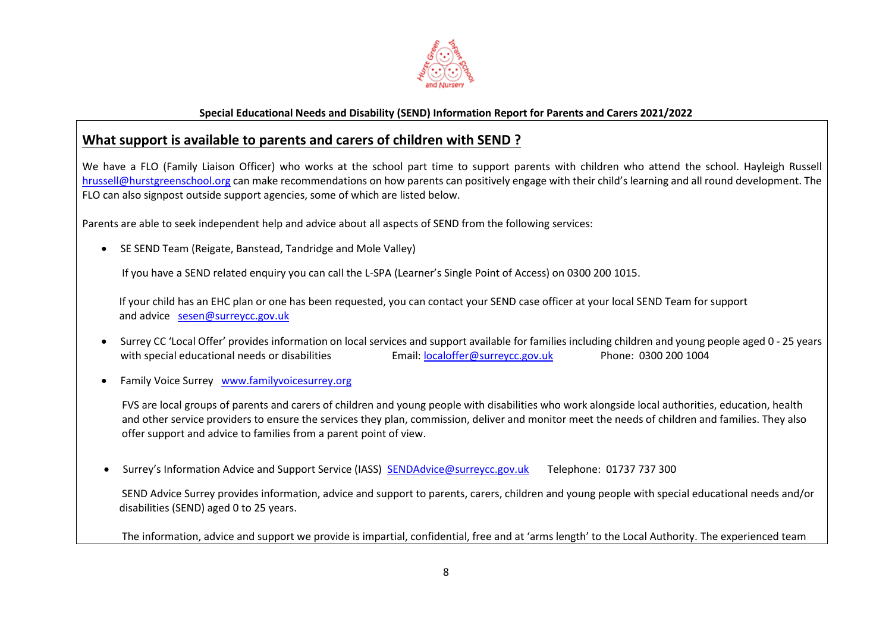**Special Educational Needs and Disability (SEND) Information Report for Parents and Carers 2021/2022**

## What support is available to parents and carers of children with SEND ?

We have a FLO (Family Liaison Officer) who works at the school part time to support parents with children who attend the school. Hayleigh Russell hrussell@hurstgreenschool.org can make recommendations on how parents can positively engage with their child's learning and all round development. The FLO can also signpost outside support agencies, some of which are listed below.

Parents are able to seek independent help and advice about all aspects of SEND from the following services:

- SE SEND Team (Reigate, Banstead, Tandridge and Mole Valley)

  If you have a SEND related enquiry you can call the L-SPA (Learner's Single Point of Access) on 0300 200 1015.

  If your child has an EHC plan or one has been requested, you can contact your SEND case officer at your local SEND Team for support and advice sesen@surreycc.gov.uk

- Surrey CC 'Local Offer' provides information on local services and support available for families including children and young people aged 0 - 25 years with special educational needs or disabilities Email: localoffer@surreycc.gov.uk Phone: 0300 200 1004

- Family Voice Surrey www.familyvoicesurrey.org

  FVS are local groups of parents and carers of children and young people with disabilities who work alongside local authorities, education, health and other service providers to ensure the services they plan, commission, deliver and monitor meet the needs of children and families. They also offer support and advice to families from a parent point of view.

- Surrey's Information Advice and Support Service (IASS) SENDAdvice@surreycc.gov.uk Telephone: 01737 737 300

  SEND Advice Surrey provides information, advice and support to parents, carers, children and young people with special educational needs and/or disabilities (SEND) aged 0 to 25 years.

  The information, advice and support we provide is impartial, confidential, free and at 'arms length' to the Local Authority. The experienced team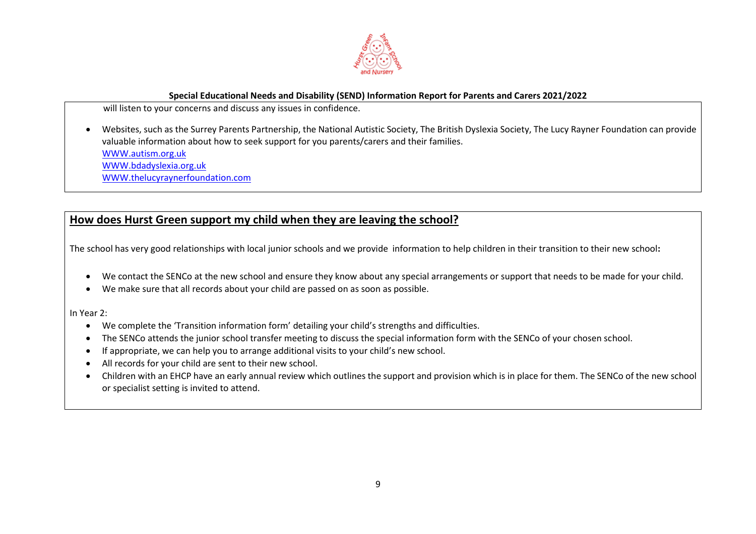will listen to your concerns and discuss any issues in confidence.

- Websites, such as the Surrey Parents Partnership, the National Autistic Society, The British Dyslexia Society, The Lucy Rayner Foundation can provide valuable information about how to seek support for you parents/carers and their families.
  WWW.autism.org.uk
  WWW.bdadyslexia.org.uk
  WWW.thelucyraynerfoundation.com

## How does Hurst Green support my child when they are leaving the school?

The school has very good relationships with local junior schools and we provide information to help children in their transition to their new school:

- We contact the SENCo at the new school and ensure they know about any special arrangements or support that needs to be made for your child.
- We make sure that all records about your child are passed on as soon as possible.

In Year 2:

- We complete the 'Transition information form' detailing your child's strengths and difficulties.
- The SENCo attends the junior school transfer meeting to discuss the special information form with the SENCo of your chosen school.
- If appropriate, we can help you to arrange additional visits to your child's new school.
- All records for your child are sent to their new school.
- Children with an EHCP have an early annual review which outlines the support and provision which is in place for them. The SENCo of the new school or specialist setting is invited to attend.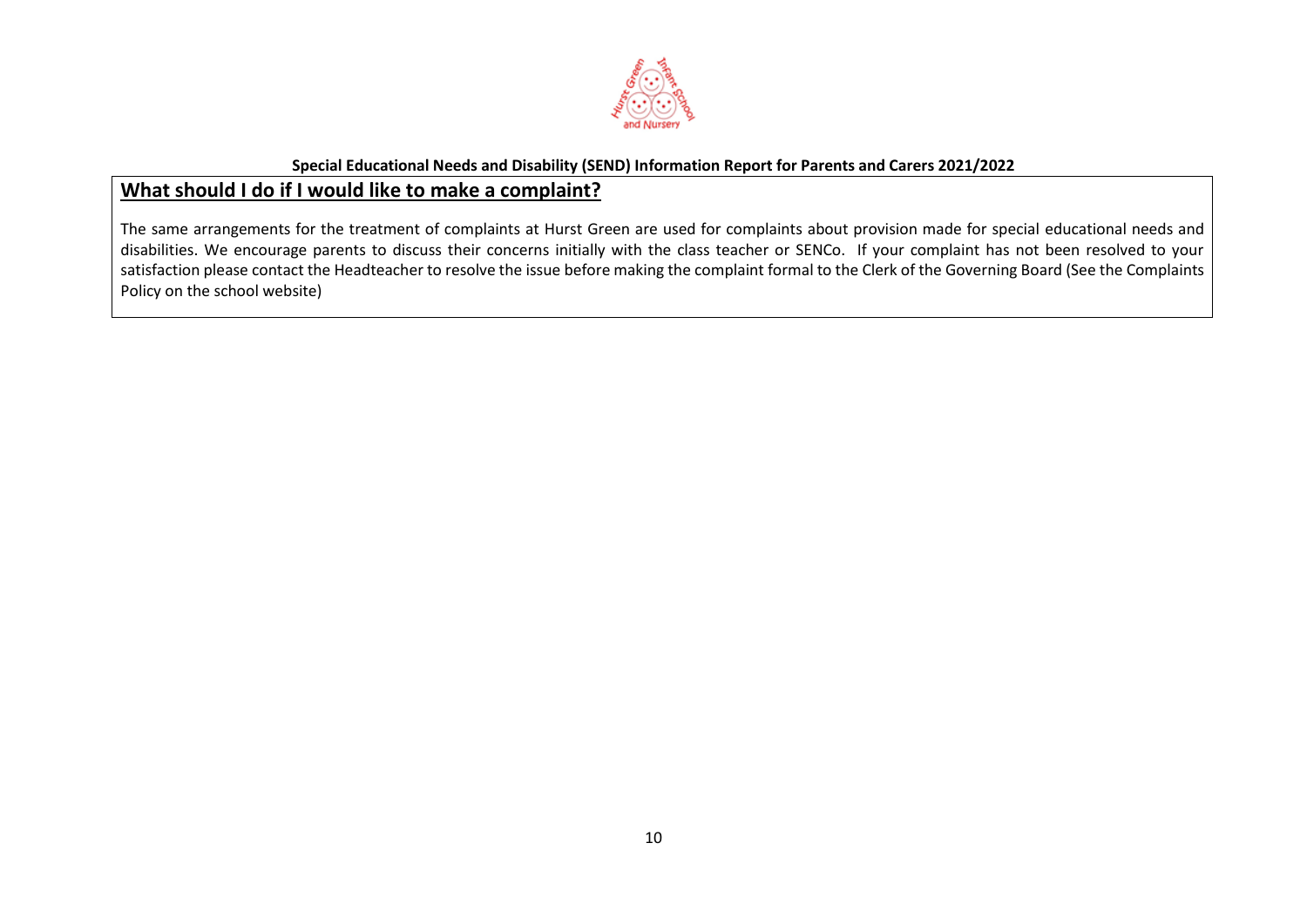**Special Educational Needs and Disability (SEND) Information Report for Parents and Carers 2021/2022**

## What should I do if I would like to make a complaint?

The same arrangements for the treatment of complaints at Hurst Green are used for complaints about provision made for special educational needs and disabilities. We encourage parents to discuss their concerns initially with the class teacher or SENCo. If your complaint has not been resolved to your satisfaction please contact the Headteacher to resolve the issue before making the complaint formal to the Clerk of the Governing Board (See the Complaints Policy on the school website)